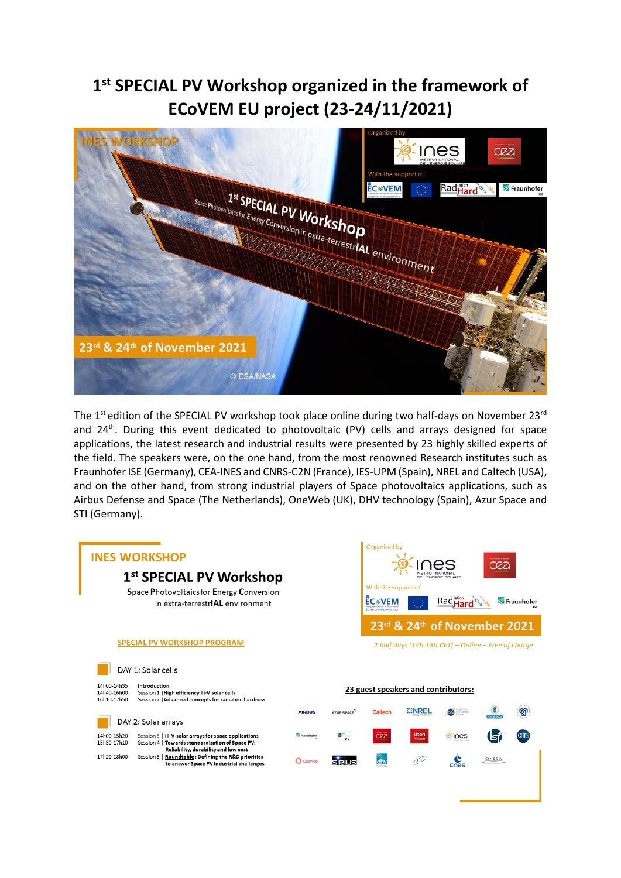# 1st SPECIAL PV Workshop organized in the framework of ECoVEM EU project (23-24/11/2021)

INES WORKSHOP

1st SPECIAL PV Workshop

Space Photovoltaics for Energy Conversion in extra-terrestrIAL environment

Organized by: INES – Institut National de l'Energie Solaire, CEA

With the support of: ECoVEM, EU, RadHard, Fraunhofer ISE

23rd & 24th of November 2021

© ESA/NASA

The 1st edition of the SPECIAL PV workshop took place online during two half-days on November 23rd and 24th. During this event dedicated to photovoltaic (PV) cells and arrays designed for space applications, the latest research and industrial results were presented by 23 highly skilled experts of the field. The speakers were, on the one hand, from the most renowned Research institutes such as Fraunhofer ISE (Germany), CEA-INES and CNRS-C2N (France), IES-UPM (Spain), NREL and Caltech (USA), and on the other hand, from strong industrial players of Space photovoltaics applications, such as Airbus Defense and Space (The Netherlands), OneWeb (UK), DHV technology (Spain), Azur Space and STI (Germany).

## INES WORKSHOP

### 1st SPECIAL PV Workshop

**S**pace **P**hotovoltaics for **E**nergy **C**onversion in extra-terrestr**IAL** environment

Organized by: INES – Institut National de l'Energie Solaire, CEA

With the support of: ECoVEM, EU, RadHard, Fraunhofer ISE

**23rd & 24th of November 2021**

*2 half days (14h-18h CET) – Online – Free of charge*

**SPECIAL PV WORKSHOP PROGRAM**

**DAY 1: Solar cells**

| | |
|---|---|
| 14h00-14h35 | **Introduction** |
| 14h40-16h00 | Session 1 \| **High efficiency III-V solar cells** |
| 16h10-17h50 | Session 2 \| **Advanced concepts for radiation hardness** |

**DAY 2: Solar arrays**

| | |
|---|---|
| 14h00-15h20 | Session 3 \| **III-V solar arrays for space applications** |
| 15h30-17h10 | Session 4 \| **Towards standardization of Space PV: Reliability, durability and low cost** |
| 17h20-18h00 | Session 5 \| **Roundtable : Defining the R&D priorities to answer Space PV industrial challenges** |

**23 guest speakers and contributors:**

AIRBUS, AZUR SPACE, Caltech, NREL, IES, Polytechnique, Fraunhofer, CEA, liton, INES, LSI, CNRS, OneWeb, SIRIUS, dhv technology, STI, cnes, ONERA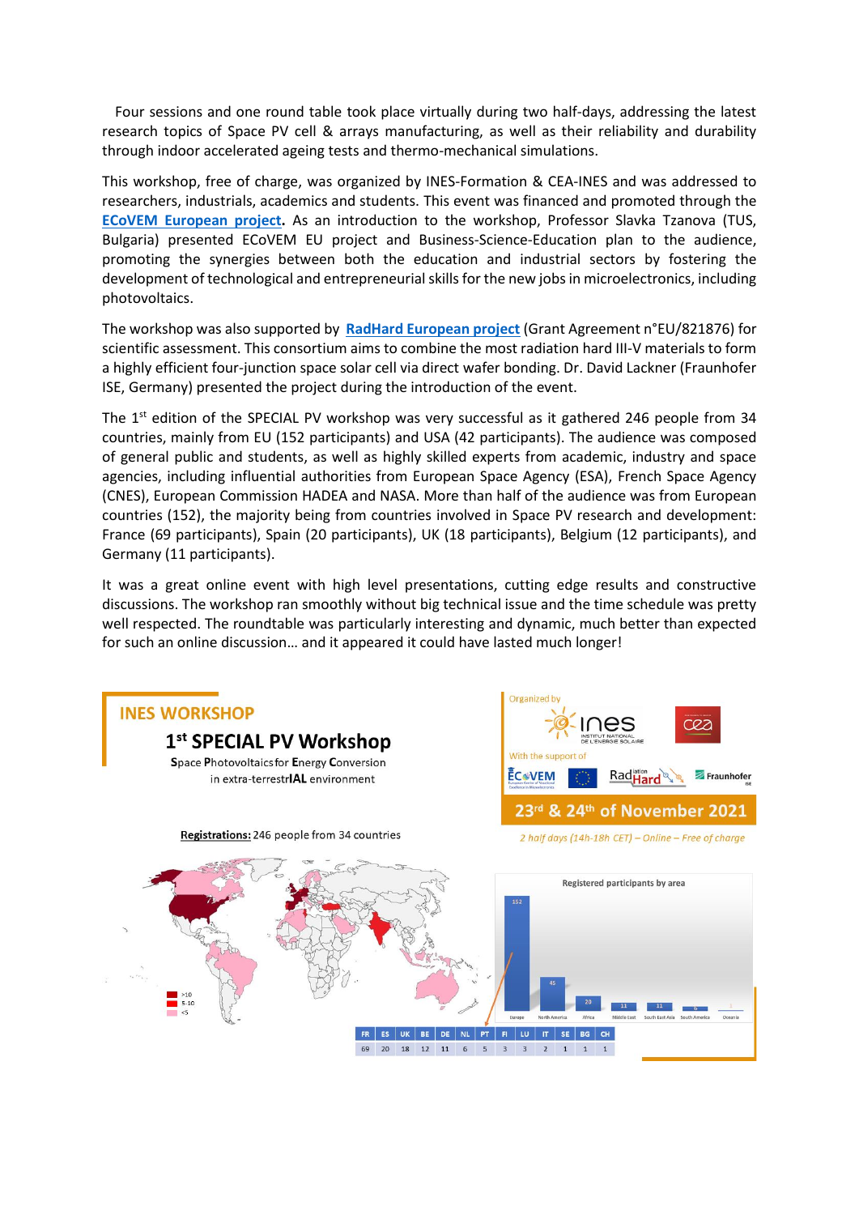Four sessions and one round table took place virtually during two half-days, addressing the latest research topics of Space PV cell & arrays manufacturing, as well as their reliability and durability through indoor accelerated ageing tests and thermo-mechanical simulations.

This workshop, free of charge, was organized by INES-Formation & CEA-INES and was addressed to researchers, industrials, academics and students. This event was financed and promoted through the **ECoVEM European project**. As an introduction to the workshop, Professor Slavka Tzanova (TUS, Bulgaria) presented ECoVEM EU project and Business-Science-Education plan to the audience, promoting the synergies between both the education and industrial sectors by fostering the development of technological and entrepreneurial skills for the new jobs in microelectronics, including photovoltaics.

The workshop was also supported by **RadHard European project** (Grant Agreement n°EU/821876) for scientific assessment. This consortium aims to combine the most radiation hard III-V materials to form a highly efficient four-junction space solar cell via direct wafer bonding. Dr. David Lackner (Fraunhofer ISE, Germany) presented the project during the introduction of the event.

The 1st edition of the SPECIAL PV workshop was very successful as it gathered 246 people from 34 countries, mainly from EU (152 participants) and USA (42 participants). The audience was composed of general public and students, as well as highly skilled experts from academic, industry and space agencies, including influential authorities from European Space Agency (ESA), French Space Agency (CNES), European Commission HADEA and NASA. More than half of the audience was from European countries (152), the majority being from countries involved in Space PV research and development: France (69 participants), Spain (20 participants), UK (18 participants), Belgium (12 participants), and Germany (11 participants).

It was a great online event with high level presentations, cutting edge results and constructive discussions. The workshop ran smoothly without big technical issue and the time schedule was pretty well respected. The roundtable was particularly interesting and dynamic, much better than expected for such an online discussion… and it appeared it could have lasted much longer!

## INES WORKSHOP

### 1st SPECIAL PV Workshop

**S**pace **P**hotovoltaics for **E**nergy **C**onversion in extra-terrestr**IAL** environment

Organized by INES – Institut National de l'Energie Solaire, CEA

With the support of ECoVEM, RadHard, Fraunhofer ISE

**23rd & 24th of November 2021**

*2 half days (14h-18h CET) – Online – Free of charge*

**Registrations:** 246 people from 34 countries

Legend: >10, 5-10, <5

Registered participants by area

| Europe | North America | Africa | Middle East | South East Asia | South America | Oceania |
|---|---|---|---|---|---|---|
| 152 | 45 | 20 | 11 | 11 | 6 | 1 |

| FR | ES | UK | BE | DE | NL | PT | FI | LU | IT | SE | BG | CH |
|---|---|---|---|---|---|---|---|---|---|---|---|---|
| 69 | 20 | 18 | 12 | 11 | 6 | 5 | 3 | 3 | 2 | 1 | 1 | 1 |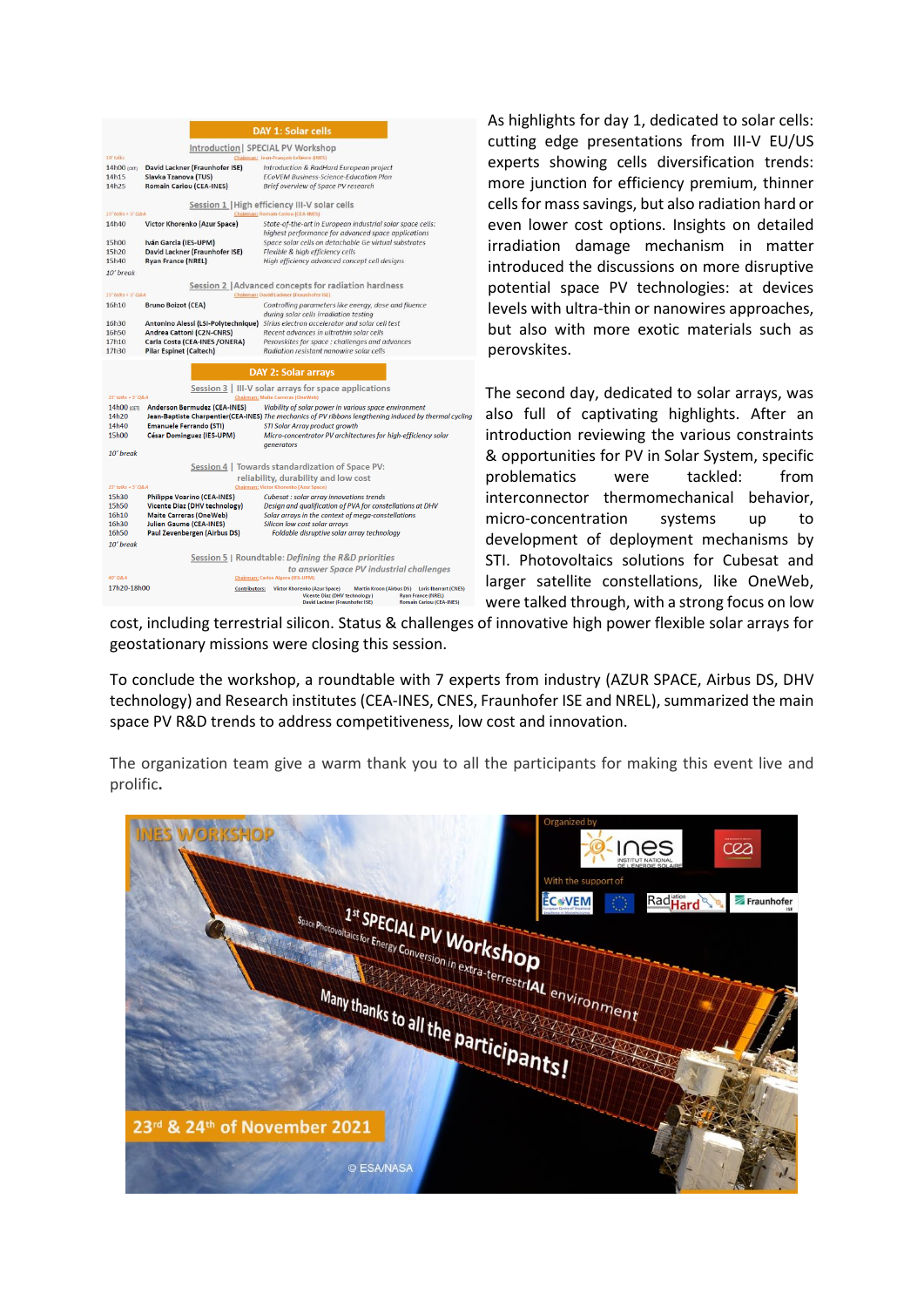**DAY 1: Solar cells**

Introduction | SPECIAL PV Workshop

Chairman: Jean-François Lelièvre (INES)

| | | |
|---|---|---|
| 14h00 | David Lackner (Fraunhofer ISE) | Introduction & RadHard European project |
| 14h15 | Slavka Tzanova (TUS) | ECoVEM Business-Science-Education Plan |
| 14h25 | Romain Cariou (CEA-INES) | Brief overview of Space PV research |

Session 1 | High efficiency III-V solar cells

Chairman: Romain Cariou (CEA-INES)

| | | |
|---|---|---|
| 14h40 | Victor Khorenko (Azur Space) | State-of-the-art in European industrial solar space cells: highest performance for advanced space applications |
| 15h00 | Iván García (IES-UPM) | Space solar cells on detachable Ge virtual substrates |
| 15h20 | David Lackner (Fraunhofer ISE) | Flexible & high efficiency cells |
| 15h40 | Ryan France (NREL) | High efficiency advanced concept cell designs |

10' break

Session 2 | Advanced concepts for radiation hardness

Chairman: David Lackner (Fraunhofer ISE)

| | | |
|---|---|---|
| 16h10 | Bruno Boizot (CEA) | Controlling parameters like energy, dose and fluence during solar cells irradiation testing |
| 16h30 | Antonino Alessi (LSI-Polytechnique) | Sirius electron accelerator and solar cell test |
| 16h50 | Andrea Cattoni (C2N-CNRS) | Recent advances in ultrathin solar cells |
| 17h10 | Carla Costa (CEA-INES /ONERA) | Perovskites for space : challenges and advances |
| 17h30 | Pilar Espinet (Caltech) | Radiation resistant nanowire solar cells |

**DAY 2: Solar arrays**

Session 3 | III-V solar arrays for space applications

Chairman: Maite Carreras (OneWeb)

| | | |
|---|---|---|
| 14h00 | Anderson Bermudez (CEA-INES) | Viability of solar power in various space environment |
| 14h20 | Jean-Baptiste Charpentier(CEA-INES) | The mechanics of PV ribbons lengthening induced by thermal cycling |
| 14h40 | Emanuele Ferrando (STI) | STI Solar Array product growth |
| 15h00 | César Dominguez (IES-UPM) | Micro-concentrator PV architectures for high-efficiency solar generators |

10' break

Session 4 | Towards standardization of Space PV: reliability, durability and low cost

Chairman: Victor Khorenko (Azur Space)

| | | |
|---|---|---|
| 15h30 | Philippe Voarino (CEA-INES) | Cubesat : solar array innovations trends |
| 15h50 | Vicente Diaz (DHV technology) | Design and qualification of PVA for constellations at DHV |
| 16h10 | Maite Carreras (OneWeb) | Solar arrays in the context of mega-constellations |
| 16h30 | Julien Gaume (CEA-INES) | Silicon low cost solar arrays |
| 16h50 | Paul Zevenbergen (Airbus DS) | Foldable disruptive solar array technology |

10' break

Session 5 | Roundtable: *Defining the R&D priorities to answer Space PV industrial challenges*

Chairman: Carlos Algora (IES-UPM)

17h20-18h00 — Contributors: Victor Khorenko (Azur Space), Martin Kroon (Airbus DS), Loïs Iberrart (CNES), Vicente Diaz (DHV technology), Ryan France (NREL), David Lackner (Fraunhofer ISE), Romain Cariou (CEA-INES)

As highlights for day 1, dedicated to solar cells: cutting edge presentations from III-V EU/US experts showing cells diversification trends: more junction for efficiency premium, thinner cells for mass savings, but also radiation hard or even lower cost options. Insights on detailed irradiation damage mechanism in matter introduced the discussions on more disruptive potential space PV technologies: at devices levels with ultra-thin or nanowires approaches, but also with more exotic materials such as perovskites.

The second day, dedicated to solar arrays, was also full of captivating highlights. After an introduction reviewing the various constraints & opportunities for PV in Solar System, specific problematics were tackled: from interconnector thermomechanical behavior, micro-concentration systems up to development of deployment mechanisms by STI. Photovoltaics solutions for Cubesat and larger satellite constellations, like OneWeb, were talked through, with a strong focus on low cost, including terrestrial silicon. Status & challenges of innovative high power flexible solar arrays for geostationary missions were closing this session.

To conclude the workshop, a roundtable with 7 experts from industry (AZUR SPACE, Airbus DS, DHV technology) and Research institutes (CEA-INES, CNES, Fraunhofer ISE and NREL), summarized the main space PV R&D trends to address competitiveness, low cost and innovation.

The organization team give a warm thank you to all the participants for making this event live and prolific**.**

INES WORKSHOP

Organized by ines INSTITUT NATIONAL DE L'ENERGIE SOLAIRE, cea

With the support of ECoVEM, RadHard, Fraunhofer ISE

1st SPECIAL PV Workshop

Space Photovoltaics for Energy Conversion in extra-terrestrIAL environment

Many thanks to all the participants!

23rd & 24th of November 2021

© ESA/NASA